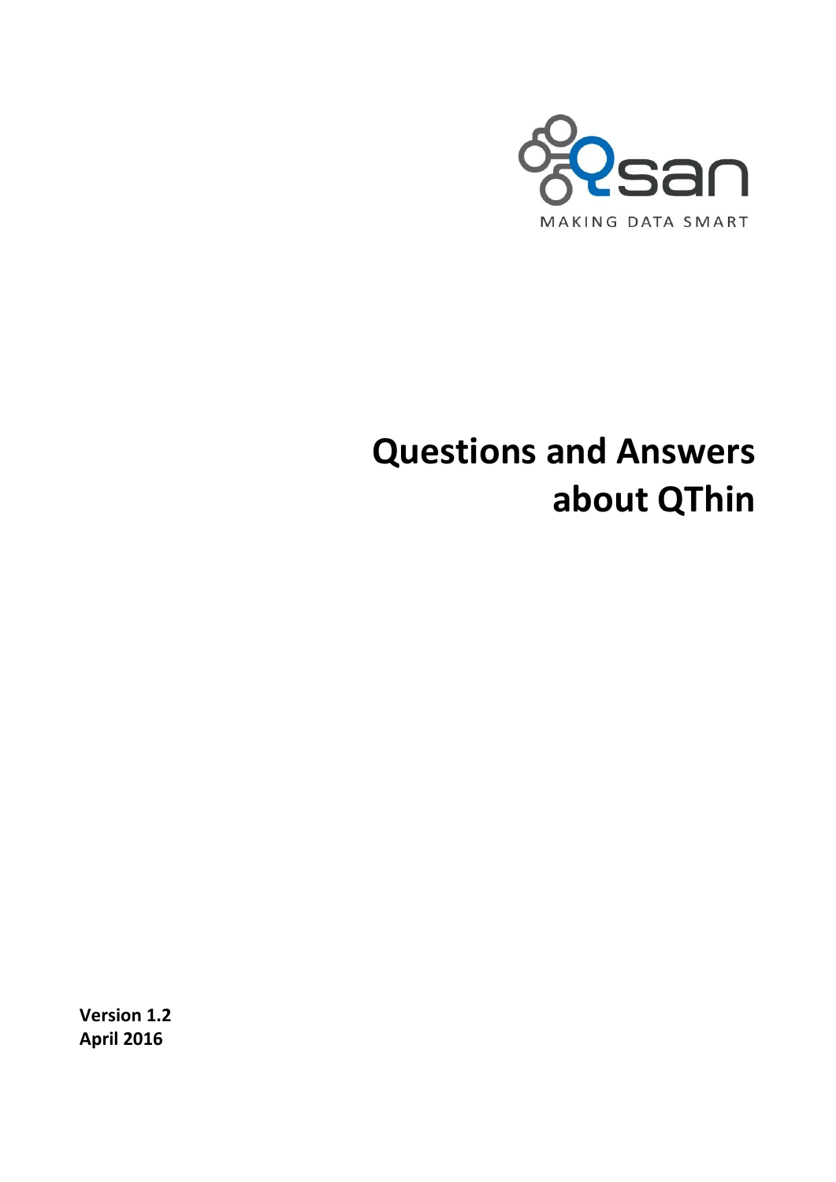MAKING DATA SMART

# Questions and Answers about QThin

**Version 1.2**
**April 2016**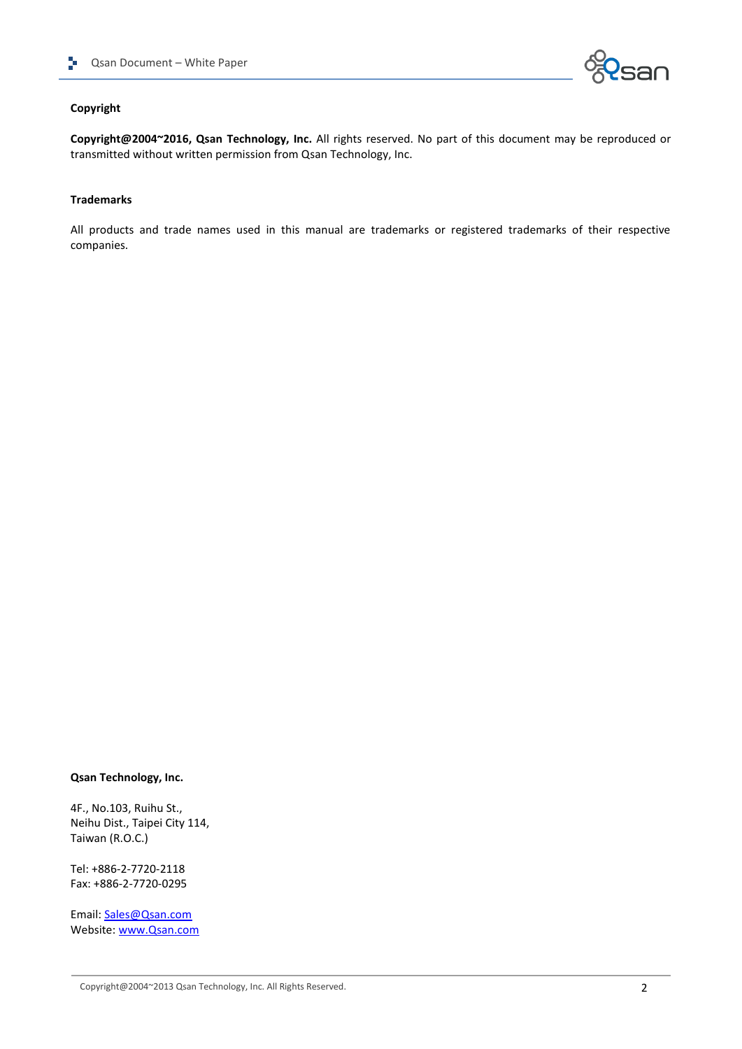## Copyright

**Copyright@2004~2016, Qsan Technology, Inc.** All rights reserved. No part of this document may be reproduced or transmitted without written permission from Qsan Technology, Inc.

## Trademarks

All products and trade names used in this manual are trademarks or registered trademarks of their respective companies.

**Qsan Technology, Inc.**

4F., No.103, Ruihu St.,
Neihu Dist., Taipei City 114,
Taiwan (R.O.C.)

Tel: +886-2-7720-2118
Fax: +886-2-7720-0295

Email: [Sales@Qsan.com](mailto:Sales@Qsan.com)
Website: [www.Qsan.com](http://www.Qsan.com)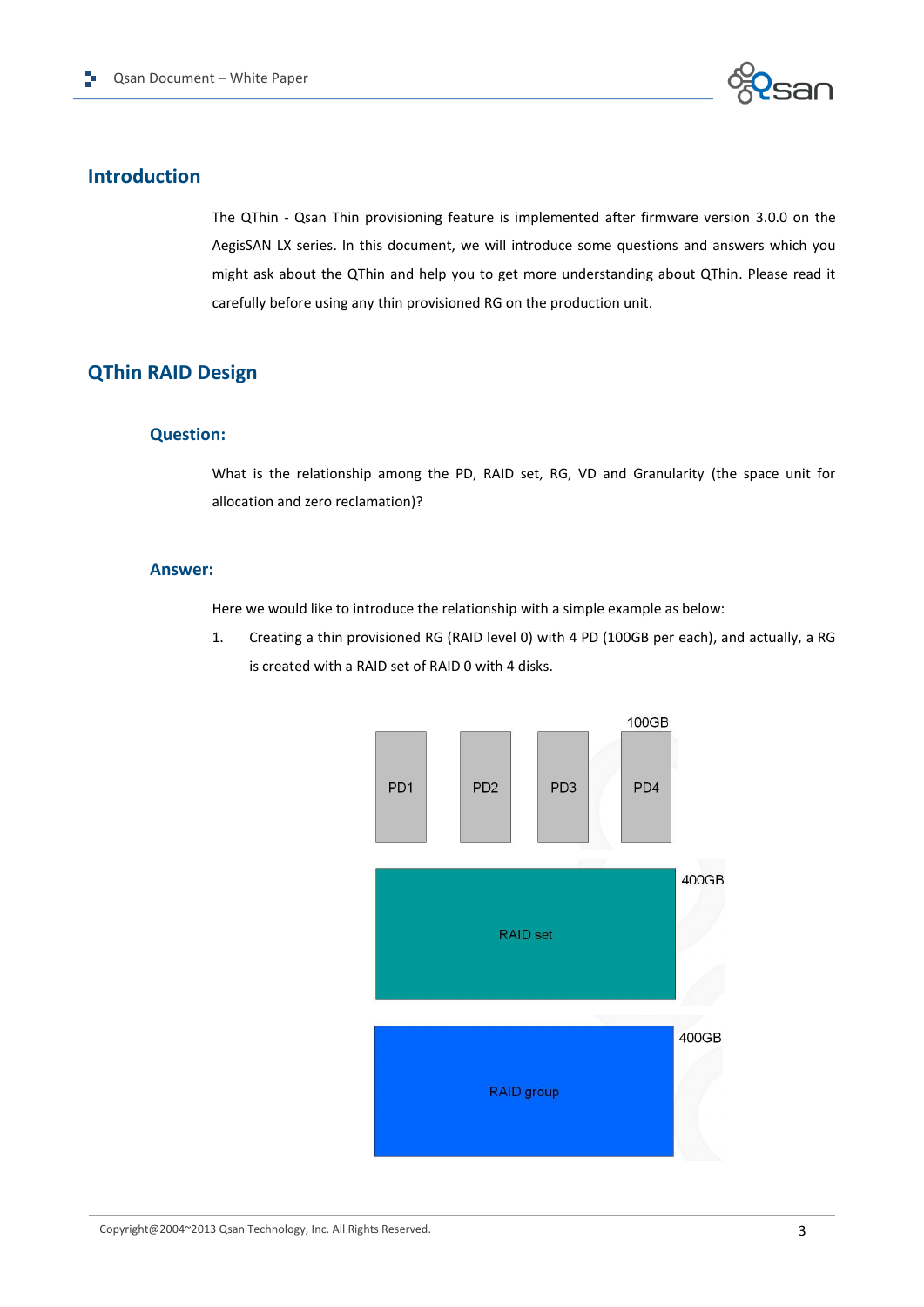## Introduction

The QThin - Qsan Thin provisioning feature is implemented after firmware version 3.0.0 on the AegisSAN LX series. In this document, we will introduce some questions and answers which you might ask about the QThin and help you to get more understanding about QThin. Please read it carefully before using any thin provisioned RG on the production unit.

## QThin RAID Design

### Question:

What is the relationship among the PD, RAID set, RG, VD and Granularity (the space unit for allocation and zero reclamation)?

### Answer:

Here we would like to introduce the relationship with a simple example as below:

1. Creating a thin provisioned RG (RAID level 0) with 4 PD (100GB per each), and actually, a RG is created with a RAID set of RAID 0 with 4 disks.

100GB

PD1 PD2 PD3 PD4

400GB

RAID set

400GB

RAID group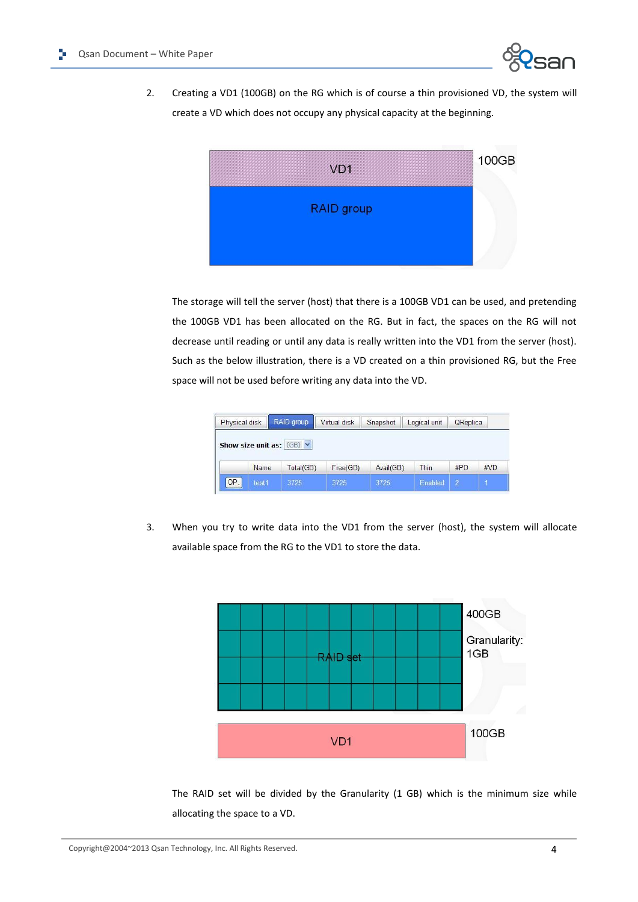2. Creating a VD1 (100GB) on the RG which is of course a thin provisioned VD, the system will create a VD which does not occupy any physical capacity at the beginning.

The storage will tell the server (host) that there is a 100GB VD1 can be used, and pretending the 100GB VD1 has been allocated on the RG. But in fact, the spaces on the RG will not decrease until reading or until any data is really written into the VD1 from the server (host). Such as the below illustration, there is a VD created on a thin provisioned RG, but the Free space will not be used before writing any data into the VD.

| | Name | Total(GB) | Free(GB) | Avail(GB) | Thin | #PD | #VD |
|---|---|---|---|---|---|---|---|
| OP. | test1 | 3725 | 3725 | 3725 | Enabled | 2 | 1 |

3. When you try to write data into the VD1 from the server (host), the system will allocate available space from the RG to the VD1 to store the data.

The RAID set will be divided by the Granularity (1 GB) which is the minimum size while allocating the space to a VD.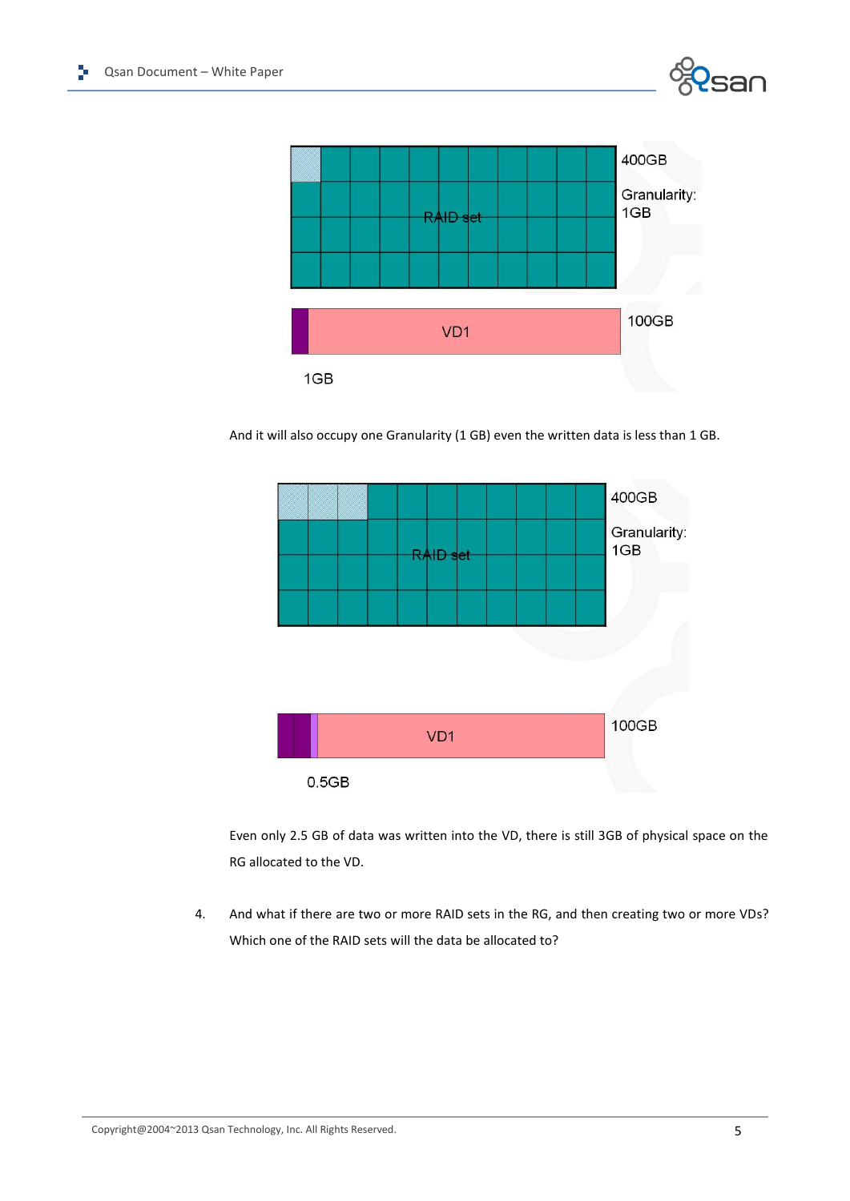400GB

Granularity: 1GB

RAID set

VD1

100GB

1GB

And it will also occupy one Granularity (1 GB) even the written data is less than 1 GB.

400GB

Granularity: 1GB

RAID set

VD1

100GB

0.5GB

Even only 2.5 GB of data was written into the VD, there is still 3GB of physical space on the RG allocated to the VD.

4. And what if there are two or more RAID sets in the RG, and then creating two or more VDs? Which one of the RAID sets will the data be allocated to?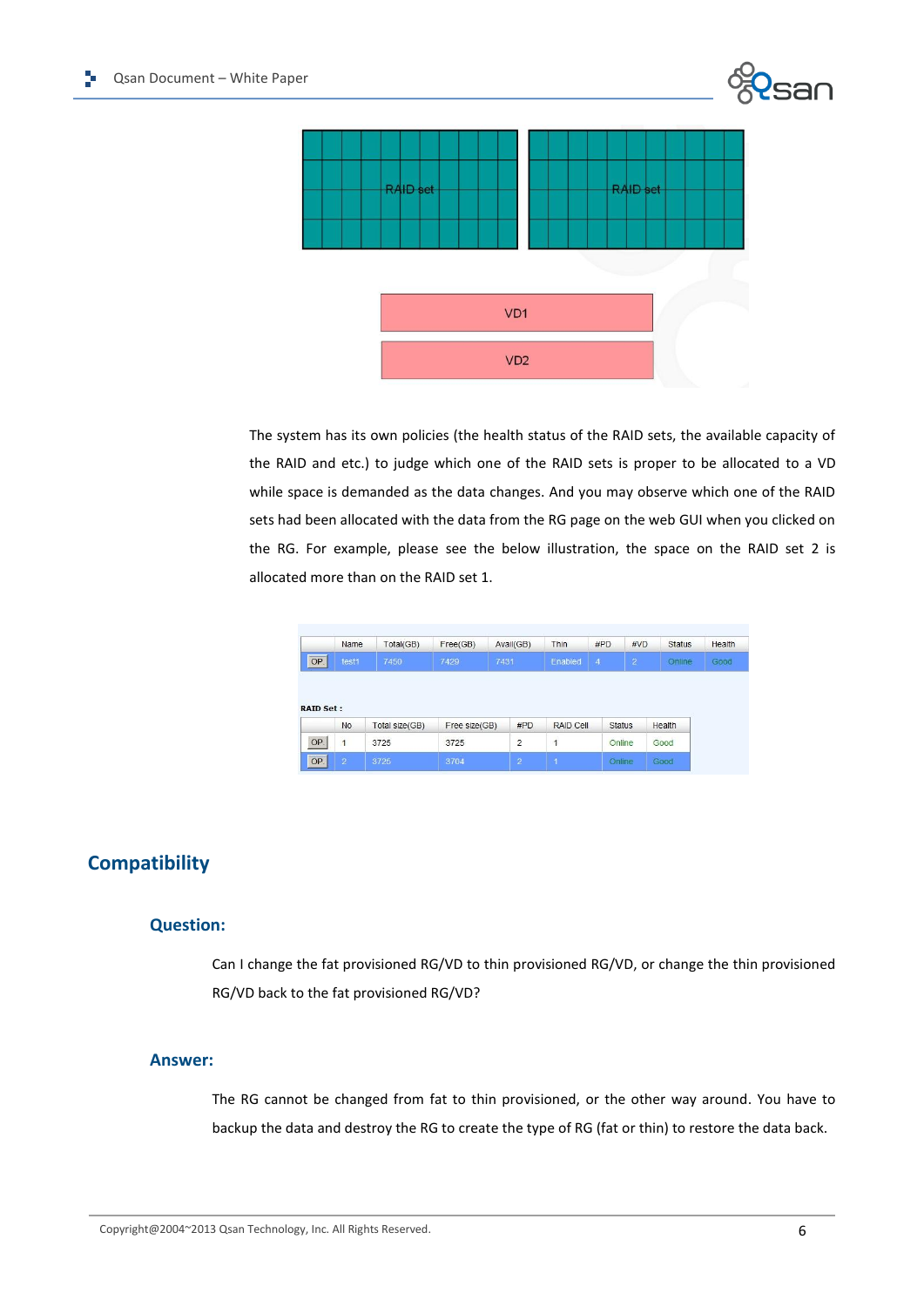RAID set

RAID set

VD1

VD2

The system has its own policies (the health status of the RAID sets, the available capacity of the RAID and etc.) to judge which one of the RAID sets is proper to be allocated to a VD while space is demanded as the data changes. And you may observe which one of the RAID sets had been allocated with the data from the RG page on the web GUI when you clicked on the RG. For example, please see the below illustration, the space on the RAID set 2 is allocated more than on the RAID set 1.

| | Name | Total(GB) | Free(GB) | Avail(GB) | Thin | #PD | #VD | Status | Health |
|---|---|---|---|---|---|---|---|---|---|
| OP | test1 | 7450 | 7429 | 7431 | Enabled | 4 | 2 | Online | Good |

RAID Set :

| | No | Total size(GB) | Free size(GB) | #PD | RAID Cell | Status | Health |
|---|---|---|---|---|---|---|---|
| OP | 1 | 3725 | 3725 | 2 | 1 | Online | Good |
| OP | 2 | 3725 | 3704 | 2 | 1 | Online | Good |

## Compatibility

### Question:

Can I change the fat provisioned RG/VD to thin provisioned RG/VD, or change the thin provisioned RG/VD back to the fat provisioned RG/VD?

### Answer:

The RG cannot be changed from fat to thin provisioned, or the other way around. You have to backup the data and destroy the RG to create the type of RG (fat or thin) to restore the data back.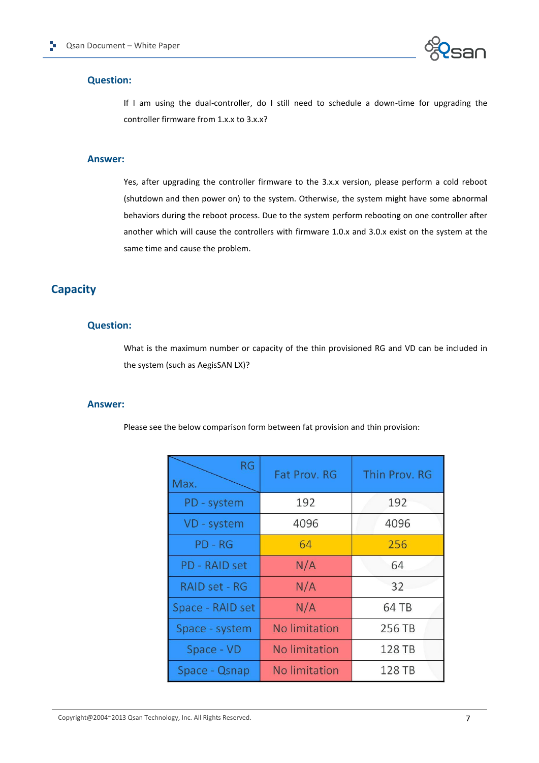**Question:**

If I am using the dual-controller, do I still need to schedule a down-time for upgrading the controller firmware from 1.x.x to 3.x.x?

**Answer:**

Yes, after upgrading the controller firmware to the 3.x.x version, please perform a cold reboot (shutdown and then power on) to the system. Otherwise, the system might have some abnormal behaviors during the reboot process. Due to the system perform rebooting on one controller after another which will cause the controllers with firmware 1.0.x and 3.0.x exist on the system at the same time and cause the problem.

## Capacity

**Question:**

What is the maximum number or capacity of the thin provisioned RG and VD can be included in the system (such as AegisSAN LX)?

**Answer:**

Please see the below comparison form between fat provision and thin provision:

| Max. \ RG | Fat Prov. RG | Thin Prov. RG |
|---|---|---|
| PD - system | 192 | 192 |
| VD - system | 4096 | 4096 |
| PD - RG | 64 | 256 |
| PD - RAID set | N/A | 64 |
| RAID set - RG | N/A | 32 |
| Space - RAID set | N/A | 64 TB |
| Space - system | No limitation | 256 TB |
| Space - VD | No limitation | 128 TB |
| Space - Qsnap | No limitation | 128 TB |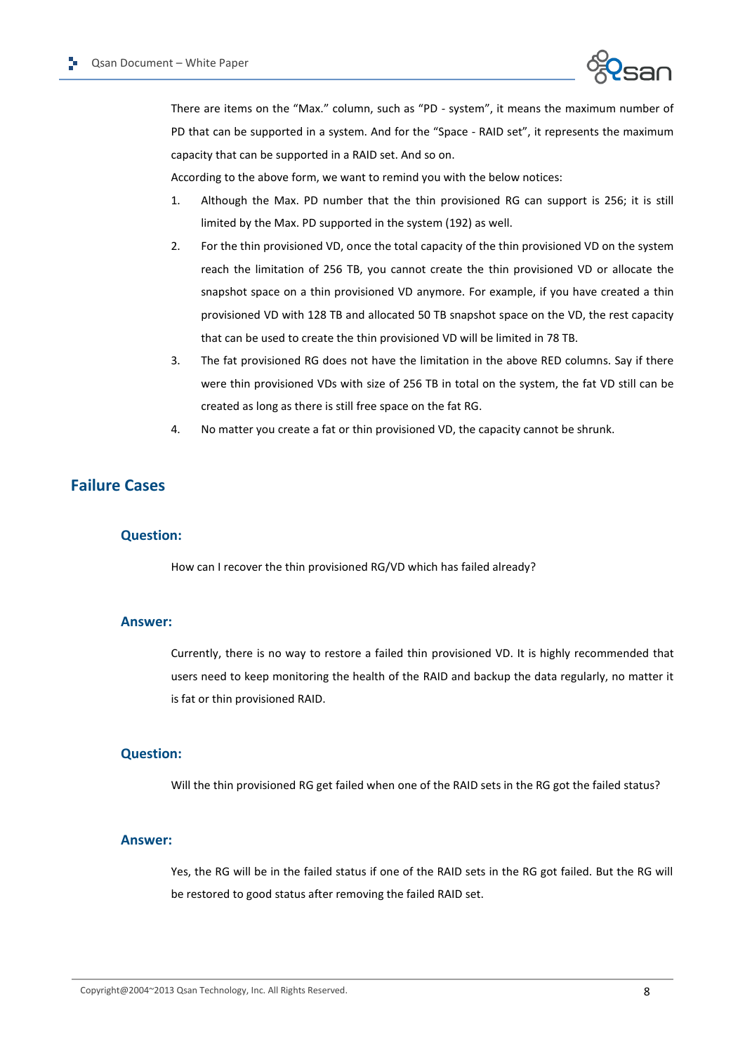There are items on the "Max." column, such as "PD - system", it means the maximum number of PD that can be supported in a system. And for the "Space - RAID set", it represents the maximum capacity that can be supported in a RAID set. And so on.

According to the above form, we want to remind you with the below notices:

1. Although the Max. PD number that the thin provisioned RG can support is 256; it is still limited by the Max. PD supported in the system (192) as well.
2. For the thin provisioned VD, once the total capacity of the thin provisioned VD on the system reach the limitation of 256 TB, you cannot create the thin provisioned VD or allocate the snapshot space on a thin provisioned VD anymore. For example, if you have created a thin provisioned VD with 128 TB and allocated 50 TB snapshot space on the VD, the rest capacity that can be used to create the thin provisioned VD will be limited in 78 TB.
3. The fat provisioned RG does not have the limitation in the above RED columns. Say if there were thin provisioned VDs with size of 256 TB in total on the system, the fat VD still can be created as long as there is still free space on the fat RG.
4. No matter you create a fat or thin provisioned VD, the capacity cannot be shrunk.

## Failure Cases

### Question:

How can I recover the thin provisioned RG/VD which has failed already?

### Answer:

Currently, there is no way to restore a failed thin provisioned VD. It is highly recommended that users need to keep monitoring the health of the RAID and backup the data regularly, no matter it is fat or thin provisioned RAID.

### Question:

Will the thin provisioned RG get failed when one of the RAID sets in the RG got the failed status?

### Answer:

Yes, the RG will be in the failed status if one of the RAID sets in the RG got failed. But the RG will be restored to good status after removing the failed RAID set.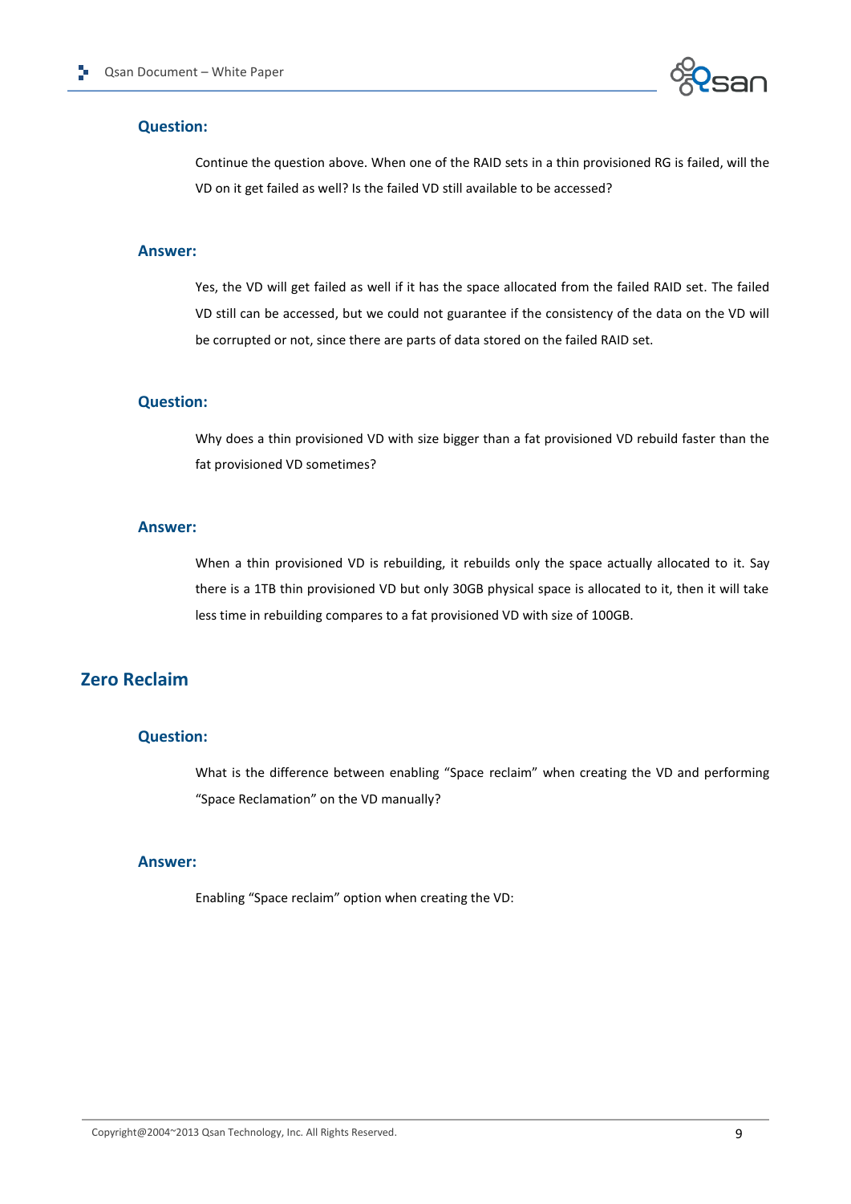### Question:

Continue the question above. When one of the RAID sets in a thin provisioned RG is failed, will the VD on it get failed as well? Is the failed VD still available to be accessed?

### Answer:

Yes, the VD will get failed as well if it has the space allocated from the failed RAID set. The failed VD still can be accessed, but we could not guarantee if the consistency of the data on the VD will be corrupted or not, since there are parts of data stored on the failed RAID set.

### Question:

Why does a thin provisioned VD with size bigger than a fat provisioned VD rebuild faster than the fat provisioned VD sometimes?

### Answer:

When a thin provisioned VD is rebuilding, it rebuilds only the space actually allocated to it. Say there is a 1TB thin provisioned VD but only 30GB physical space is allocated to it, then it will take less time in rebuilding compares to a fat provisioned VD with size of 100GB.

## Zero Reclaim

### Question:

What is the difference between enabling “Space reclaim” when creating the VD and performing “Space Reclamation” on the VD manually?

### Answer:

Enabling “Space reclaim” option when creating the VD: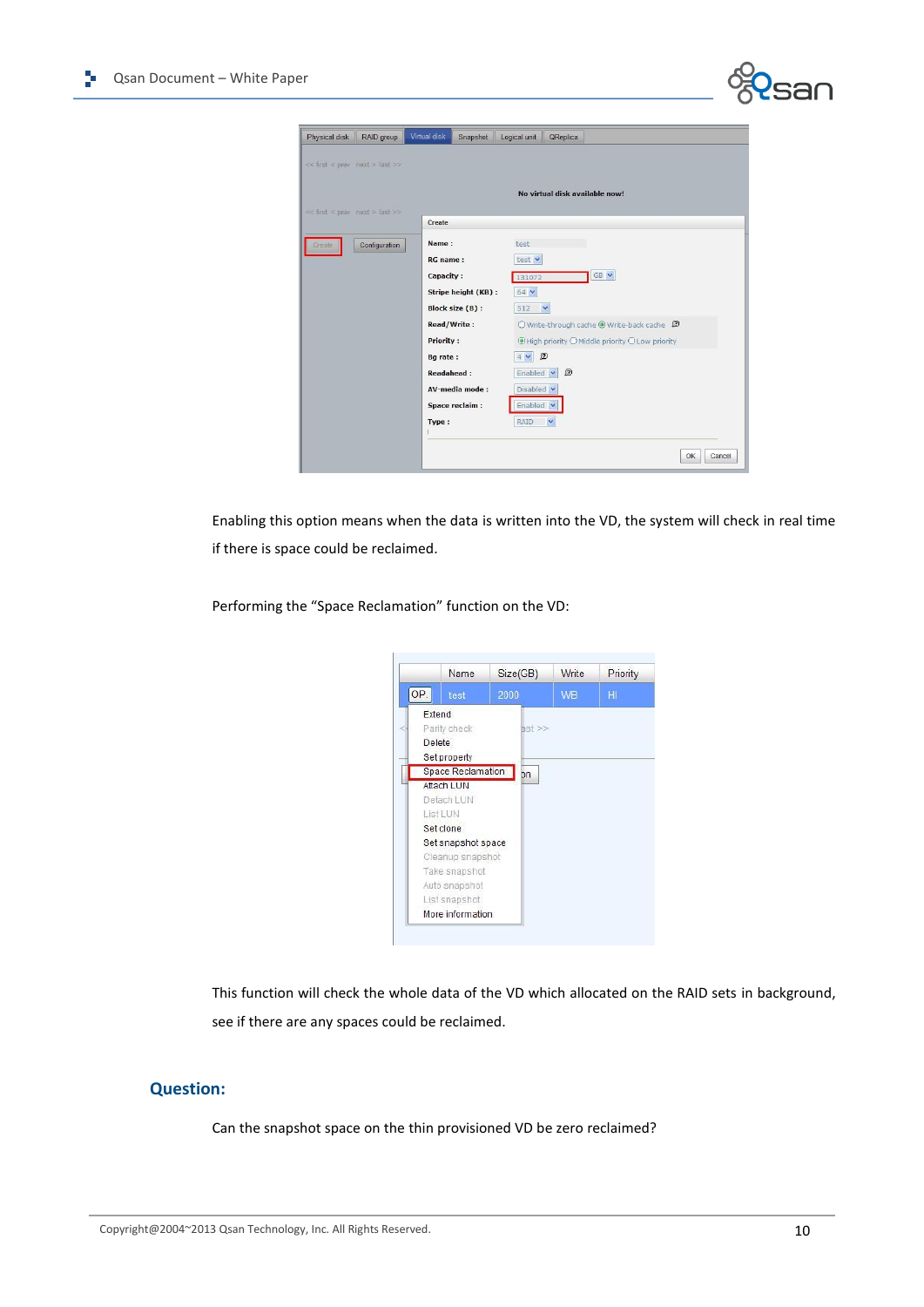Enabling this option means when the data is written into the VD, the system will check in real time if there is space could be reclaimed.

Performing the "Space Reclamation" function on the VD:

This function will check the whole data of the VD which allocated on the RAID sets in background, see if there are any spaces could be reclaimed.

## Question:

Can the snapshot space on the thin provisioned VD be zero reclaimed?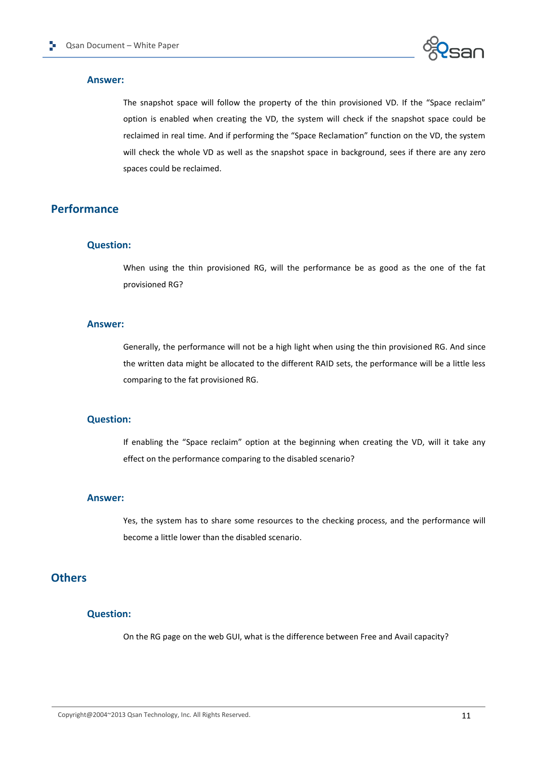### Answer:

The snapshot space will follow the property of the thin provisioned VD. If the "Space reclaim" option is enabled when creating the VD, the system will check if the snapshot space could be reclaimed in real time. And if performing the "Space Reclamation" function on the VD, the system will check the whole VD as well as the snapshot space in background, sees if there are any zero spaces could be reclaimed.

## Performance

### Question:

When using the thin provisioned RG, will the performance be as good as the one of the fat provisioned RG?

### Answer:

Generally, the performance will not be a high light when using the thin provisioned RG. And since the written data might be allocated to the different RAID sets, the performance will be a little less comparing to the fat provisioned RG.

### Question:

If enabling the "Space reclaim" option at the beginning when creating the VD, will it take any effect on the performance comparing to the disabled scenario?

### Answer:

Yes, the system has to share some resources to the checking process, and the performance will become a little lower than the disabled scenario.

## Others

### Question:

On the RG page on the web GUI, what is the difference between Free and Avail capacity?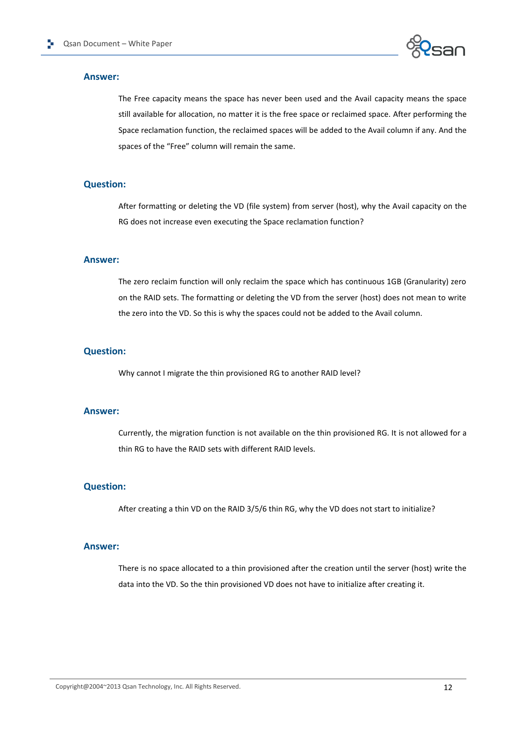### Answer:

The Free capacity means the space has never been used and the Avail capacity means the space still available for allocation, no matter it is the free space or reclaimed space. After performing the Space reclamation function, the reclaimed spaces will be added to the Avail column if any. And the spaces of the "Free" column will remain the same.

### Question:

After formatting or deleting the VD (file system) from server (host), why the Avail capacity on the RG does not increase even executing the Space reclamation function?

### Answer:

The zero reclaim function will only reclaim the space which has continuous 1GB (Granularity) zero on the RAID sets. The formatting or deleting the VD from the server (host) does not mean to write the zero into the VD. So this is why the spaces could not be added to the Avail column.

### Question:

Why cannot I migrate the thin provisioned RG to another RAID level?

### Answer:

Currently, the migration function is not available on the thin provisioned RG. It is not allowed for a thin RG to have the RAID sets with different RAID levels.

### Question:

After creating a thin VD on the RAID 3/5/6 thin RG, why the VD does not start to initialize?

### Answer:

There is no space allocated to a thin provisioned after the creation until the server (host) write the data into the VD. So the thin provisioned VD does not have to initialize after creating it.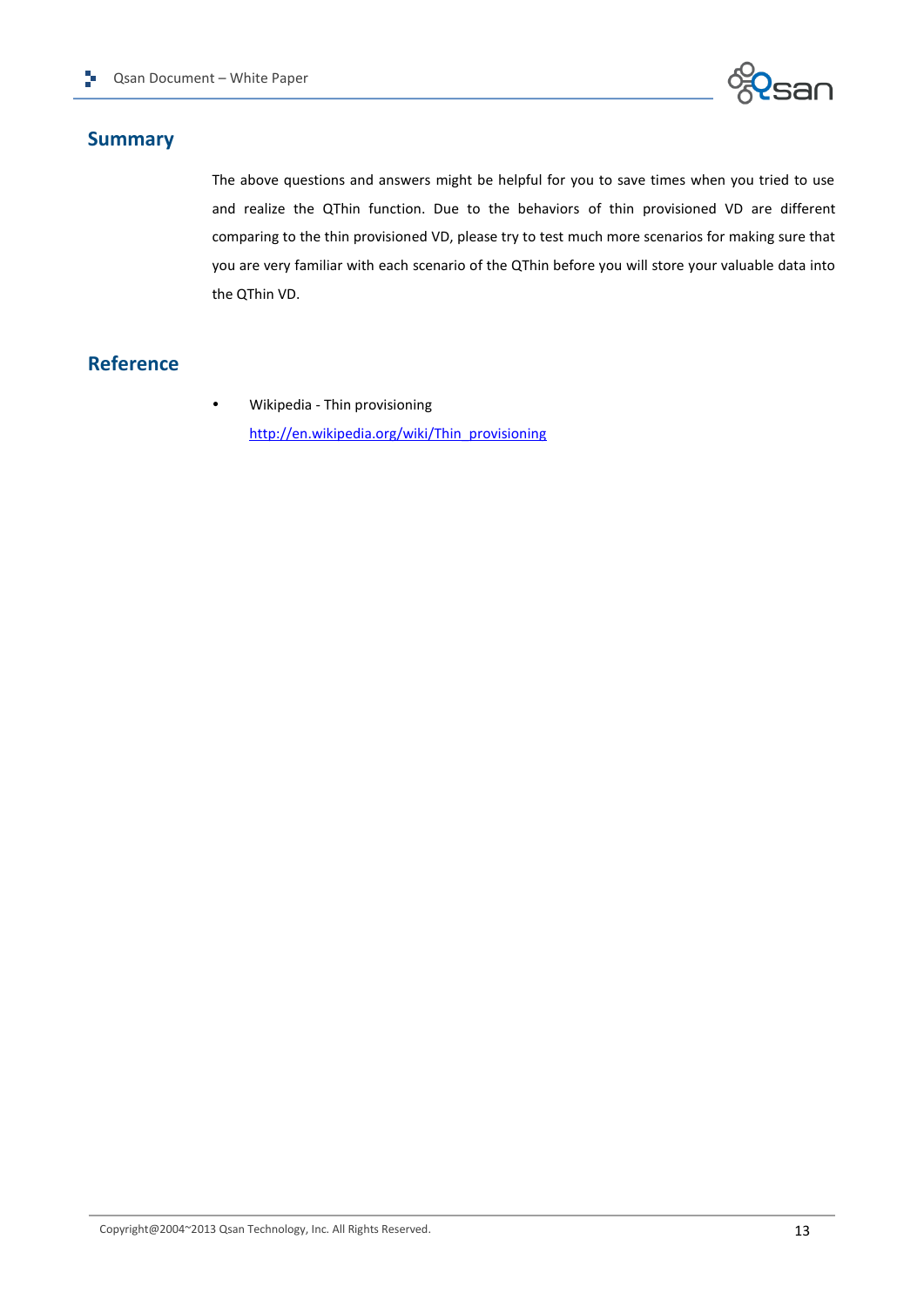## Summary

The above questions and answers might be helpful for you to save times when you tried to use and realize the QThin function. Due to the behaviors of thin provisioned VD are different comparing to the thin provisioned VD, please try to test much more scenarios for making sure that you are very familiar with each scenario of the QThin before you will store your valuable data into the QThin VD.

## Reference

- Wikipedia - Thin provisioning
  http://en.wikipedia.org/wiki/Thin_provisioning